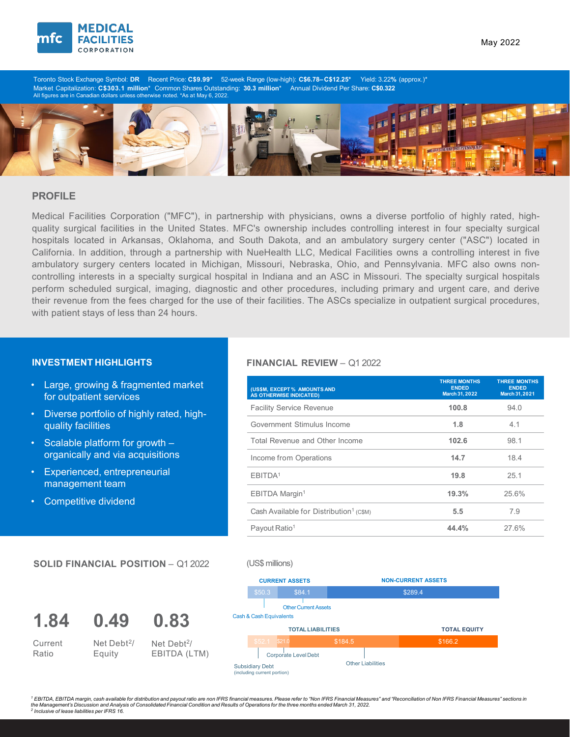# MEDICAL FACILITIES CORPORATION

May 2022

Toronto Stock Exchange Symbol: **DR** Recent Price: **C$9.99*** 52-week Range (low-high): **C$6.78– C$12.25*** Yield: 3.22**%** (approx.)*
Market Capitalization: **C$303.1 million*** Common Shares Outstanding: **30.3 million*** Annual Dividend Per Share: **C$0.322**
All figures are in Canadian dollars unless otherwise noted. *As at May 6, 2022.

## PROFILE

Medical Facilities Corporation ("MFC"), in partnership with physicians, owns a diverse portfolio of highly rated, high-quality surgical facilities in the United States. MFC's ownership includes controlling interest in four specialty surgical hospitals located in Arkansas, Oklahoma, and South Dakota, and an ambulatory surgery center ("ASC") located in California. In addition, through a partnership with NueHealth LLC, Medical Facilities owns a controlling interest in five ambulatory surgery centers located in Michigan, Missouri, Nebraska, Ohio, and Pennsylvania. MFC also owns non-controlling interests in a specialty surgical hospital in Indiana and an ASC in Missouri. The specialty surgical hospitals perform scheduled surgical, imaging, diagnostic and other procedures, including primary and urgent care, and derive their revenue from the fees charged for the use of their facilities. The ASCs specialize in outpatient surgical procedures, with patient stays of less than 24 hours.

## INVESTMENT HIGHLIGHTS

- Large, growing & fragmented market for outpatient services
- Diverse portfolio of highly rated, high-quality facilities
- Scalable platform for growth – organically and via acquisitions
- Experienced, entrepreneurial management team
- Competitive dividend

## FINANCIAL REVIEW – Q1 2022

| (US$M, EXCEPT % AMOUNTS AND AS OTHERWISE INDICATED) | THREE MONTHS ENDED March 31, 2022 | THREE MONTHS ENDED March 31, 2021 |
|---|---|---|
| Facility Service Revenue | **100.8** | 94.0 |
| Government Stimulus Income | **1.8** | 4.1 |
| Total Revenue and Other Income | **102.6** | 98.1 |
| Income from Operations | **14.7** | 18.4 |
| EBITDA[1] | **19.8** | 25.1 |
| EBITDA Margin[1] | **19.3%** | 25.6% |
| Cash Available for Distribution[1] (C$M) | **5.5** | 7.9 |
| Payout Ratio[1] | **44.4%** | 27.6% |

## SOLID FINANCIAL POSITION – Q1 2022

**1.84** Current Ratio

**0.49** Net Debt[2]/ Equity

**0.83** Net Debt[2]/ EBITDA (LTM)

(US$ millions)

| CURRENT ASSETS | | NON-CURRENT ASSETS |
|---|---|---|
| Cash & Cash Equivalents: $50.3 | Other Current Assets: $84.1 | $289.4 |

| TOTAL LIABILITIES | | | TOTAL EQUITY |
|---|---|---|---|
| Subsidiary Debt (including current portion): $52.1 | Corporate Level Debt: $21.0 | Other Liabilities: $184.5 | $166.2 |

[1] *EBITDA, EBITDA margin, cash available for distribution and payout ratio are non IFRS financial measures. Please refer to "Non IFRS Financial Measures" and "Reconciliation of Non IFRS Financial Measures" sections in the Management's Discussion and Analysis of Consolidated Financial Condition and Results of Operations for the three months ended March 31, 2022.*
[2] *Inclusive of lease liabilities per IFRS 16.*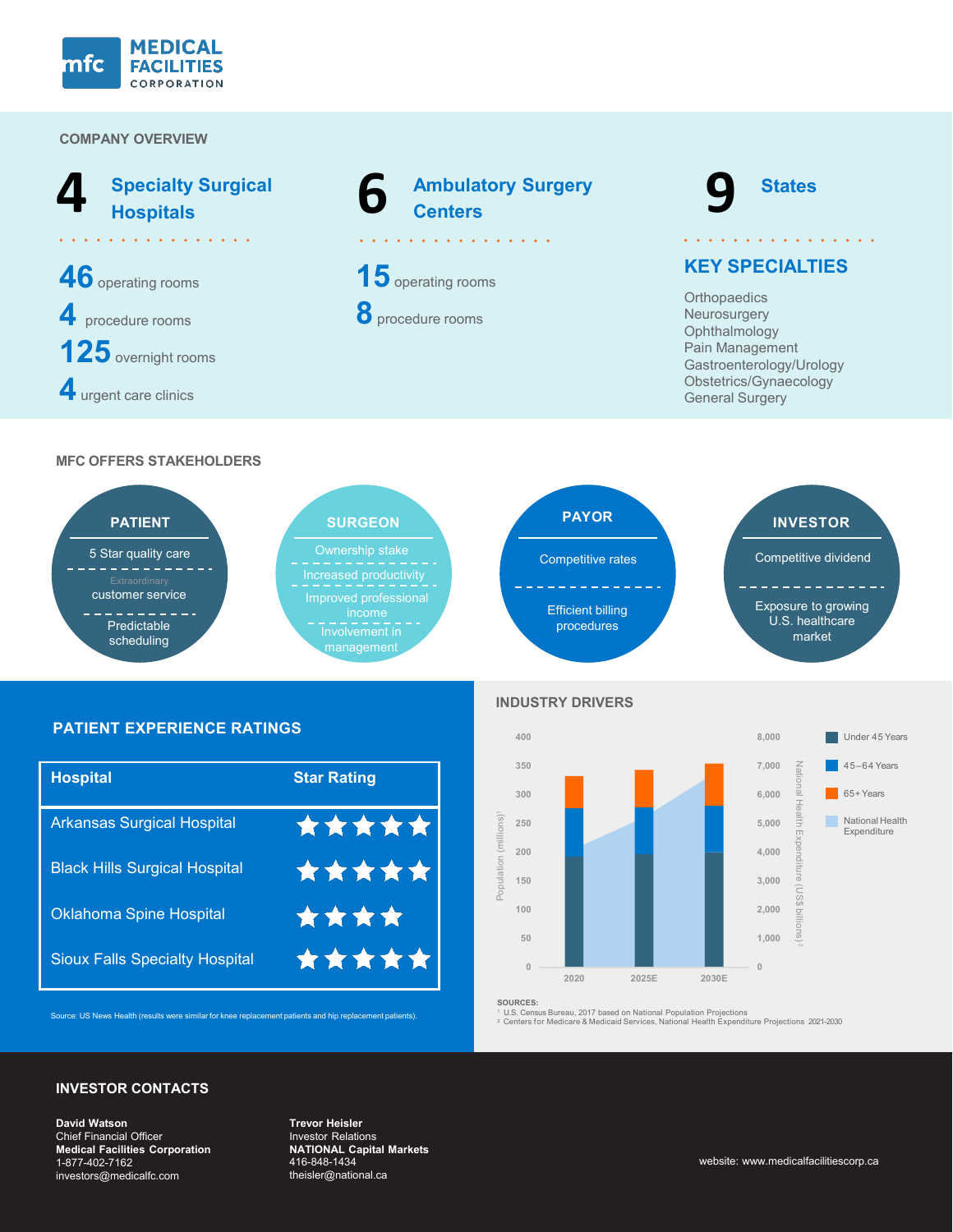**MEDICAL FACILITIES CORPORATION**

## COMPANY OVERVIEW

### 4 Specialty Surgical Hospitals

**46** operating rooms
**4** procedure rooms
**125** overnight rooms
**4** urgent care clinics

### 6 Ambulatory Surgery Centers

**15** operating rooms
**8** procedure rooms

### 9 States

### KEY SPECIALTIES

Orthopaedics
Neurosurgery
Ophthalmology
Pain Management
Gastroenterology/Urology
Obstetrics/Gynaecology
General Surgery

## MFC OFFERS STAKEHOLDERS

**PATIENT**
- 5 Star quality care
- Extraordinary customer service
- Predictable scheduling

**SURGEON**
- Ownership stake
- Increased productivity
- Improved professional income
- Involvement in management

**PAYOR**
- Competitive rates
- Efficient billing procedures

**INVESTOR**
- Competitive dividend
- Exposure to growing U.S. healthcare market

## PATIENT EXPERIENCE RATINGS

| Hospital | Star Rating |
|---|---|
| Arkansas Surgical Hospital | ★★★★★ |
| Black Hills Surgical Hospital | ★★★★★ |
| Oklahoma Spine Hospital | ★★★★ |
| Sioux Falls Specialty Hospital | ★★★★★ |

Source: US News Health (results were similar for knee replacement patients and hip replacement patients).

## INDUSTRY DRIVERS

Population (millions)[1]: 0, 50, 100, 150, 200, 250, 300, 350, 400
National Health Expenditure (US$ billions)[2]: 0, 1,000, 2,000, 3,000, 4,000, 5,000, 6,000, 7,000, 8,000
2020, 2025E, 2030E
Under 45 Years
45–64 Years
65+ Years
National Health Expenditure

SOURCES:
[1] U.S. Census Bureau, 2017 based on National Population Projections
[2] Centers for Medicare & Medicaid Services, National Health Expenditure Projections 2021-2030

## INVESTOR CONTACTS

**David Watson**
Chief Financial Officer
**Medical Facilities Corporation**
1-877-402-7162
investors@medicalfc.com

**Trevor Heisler**
Investor Relations
**NATIONAL Capital Markets**
416-848-1434
theisler@national.ca

website: www.medicalfacilitiescorp.ca